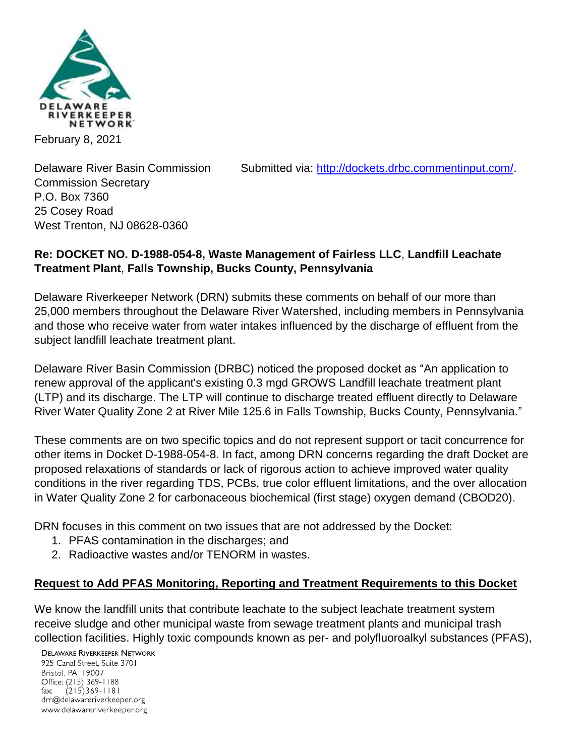DELAWARE RIVERKEEPER NETWORK

February 8, 2021

Delaware River Basin Commission
Commission Secretary
P.O. Box 7360
25 Cosey Road
West Trenton, NJ 08628-0360

Submitted via: http://dockets.drbc.commentinput.com/.

**Re: DOCKET NO. D-1988-054-8, Waste Management of Fairless LLC**, **Landfill Leachate Treatment Plant**, **Falls Township, Bucks County, Pennsylvania**

Delaware Riverkeeper Network (DRN) submits these comments on behalf of our more than 25,000 members throughout the Delaware River Watershed, including members in Pennsylvania and those who receive water from water intakes influenced by the discharge of effluent from the subject landfill leachate treatment plant.

Delaware River Basin Commission (DRBC) noticed the proposed docket as "An application to renew approval of the applicant's existing 0.3 mgd GROWS Landfill leachate treatment plant (LTP) and its discharge. The LTP will continue to discharge treated effluent directly to Delaware River Water Quality Zone 2 at River Mile 125.6 in Falls Township, Bucks County, Pennsylvania."

These comments are on two specific topics and do not represent support or tacit concurrence for other items in Docket D-1988-054-8. In fact, among DRN concerns regarding the draft Docket are proposed relaxations of standards or lack of rigorous action to achieve improved water quality conditions in the river regarding TDS, PCBs, true color effluent limitations, and the over allocation in Water Quality Zone 2 for carbonaceous biochemical (first stage) oxygen demand (CBOD20).

DRN focuses in this comment on two issues that are not addressed by the Docket:

1. PFAS contamination in the discharges; and
2. Radioactive wastes and/or TENORM in wastes.

## Request to Add PFAS Monitoring, Reporting and Treatment Requirements to this Docket

We know the landfill units that contribute leachate to the subject leachate treatment system receive sludge and other municipal waste from sewage treatment plants and municipal trash collection facilities. Highly toxic compounds known as per- and polyfluoroalkyl substances (PFAS),

DELAWARE RIVERKEEPER NETWORK
925 Canal Street, Suite 3701
Bristol, PA 19007
Office: (215) 369-1188
fax: (215)369-1181
drn@delawareriverkeeper.org
www.delawareriverkeeper.org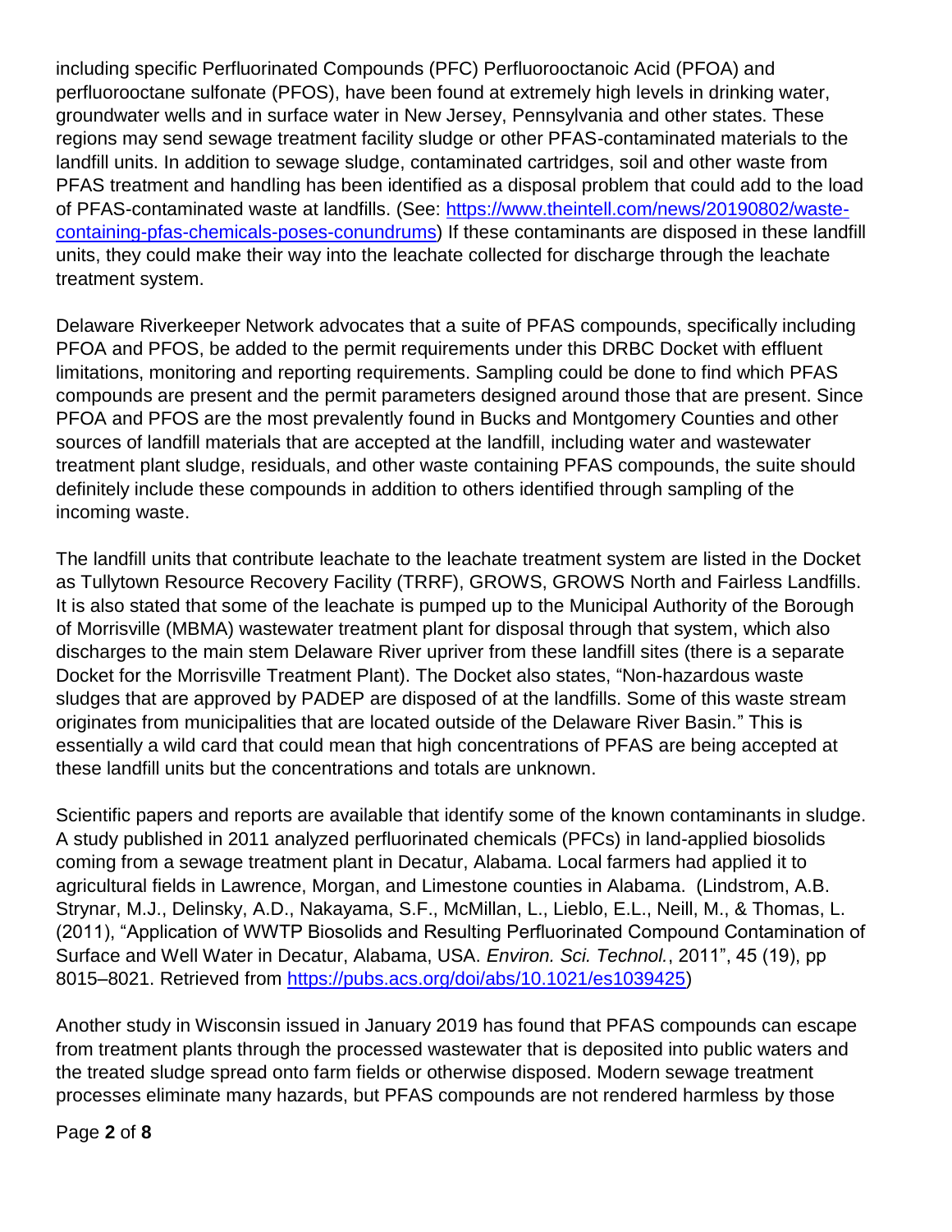including specific Perfluorinated Compounds (PFC) Perfluorooctanoic Acid (PFOA) and perfluorooctane sulfonate (PFOS), have been found at extremely high levels in drinking water, groundwater wells and in surface water in New Jersey, Pennsylvania and other states. These regions may send sewage treatment facility sludge or other PFAS-contaminated materials to the landfill units. In addition to sewage sludge, contaminated cartridges, soil and other waste from PFAS treatment and handling has been identified as a disposal problem that could add to the load of PFAS-contaminated waste at landfills. (See: [https://www.theintell.com/news/20190802/waste-containing-pfas-chemicals-poses-conundrums](https://www.theintell.com/news/20190802/waste-containing-pfas-chemicals-poses-conundrums)) If these contaminants are disposed in these landfill units, they could make their way into the leachate collected for discharge through the leachate treatment system.

Delaware Riverkeeper Network advocates that a suite of PFAS compounds, specifically including PFOA and PFOS, be added to the permit requirements under this DRBC Docket with effluent limitations, monitoring and reporting requirements. Sampling could be done to find which PFAS compounds are present and the permit parameters designed around those that are present. Since PFOA and PFOS are the most prevalently found in Bucks and Montgomery Counties and other sources of landfill materials that are accepted at the landfill, including water and wastewater treatment plant sludge, residuals, and other waste containing PFAS compounds, the suite should definitely include these compounds in addition to others identified through sampling of the incoming waste.

The landfill units that contribute leachate to the leachate treatment system are listed in the Docket as Tullytown Resource Recovery Facility (TRRF), GROWS, GROWS North and Fairless Landfills. It is also stated that some of the leachate is pumped up to the Municipal Authority of the Borough of Morrisville (MBMA) wastewater treatment plant for disposal through that system, which also discharges to the main stem Delaware River upriver from these landfill sites (there is a separate Docket for the Morrisville Treatment Plant). The Docket also states, "Non-hazardous waste sludges that are approved by PADEP are disposed of at the landfills. Some of this waste stream originates from municipalities that are located outside of the Delaware River Basin." This is essentially a wild card that could mean that high concentrations of PFAS are being accepted at these landfill units but the concentrations and totals are unknown.

Scientific papers and reports are available that identify some of the known contaminants in sludge. A study published in 2011 analyzed perfluorinated chemicals (PFCs) in land-applied biosolids coming from a sewage treatment plant in Decatur, Alabama. Local farmers had applied it to agricultural fields in Lawrence, Morgan, and Limestone counties in Alabama. (Lindstrom, A.B. Strynar, M.J., Delinsky, A.D., Nakayama, S.F., McMillan, L., Lieblo, E.L., Neill, M., & Thomas, L. (2011), "Application of WWTP Biosolids and Resulting Perfluorinated Compound Contamination of Surface and Well Water in Decatur, Alabama, USA. *Environ. Sci. Technol.*, 2011", 45 (19), pp 8015–8021. Retrieved from [https://pubs.acs.org/doi/abs/10.1021/es1039425](https://pubs.acs.org/doi/abs/10.1021/es1039425))

Another study in Wisconsin issued in January 2019 has found that PFAS compounds can escape from treatment plants through the processed wastewater that is deposited into public waters and the treated sludge spread onto farm fields or otherwise disposed. Modern sewage treatment processes eliminate many hazards, but PFAS compounds are not rendered harmless by those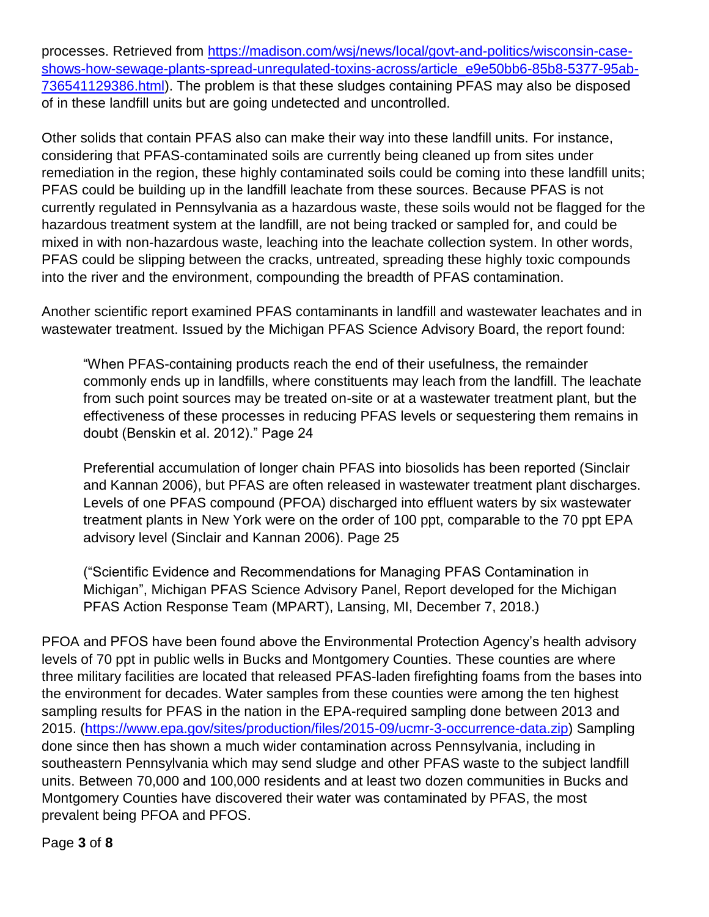processes. Retrieved from [https://madison.com/wsj/news/local/govt-and-politics/wisconsin-case-shows-how-sewage-plants-spread-unregulated-toxins-across/article_e9e50bb6-85b8-5377-95ab-736541129386.html](https://madison.com/wsj/news/local/govt-and-politics/wisconsin-case-shows-how-sewage-plants-spread-unregulated-toxins-across/article_e9e50bb6-85b8-5377-95ab-736541129386.html)). The problem is that these sludges containing PFAS may also be disposed of in these landfill units but are going undetected and uncontrolled.

Other solids that contain PFAS also can make their way into these landfill units. For instance, considering that PFAS-contaminated soils are currently being cleaned up from sites under remediation in the region, these highly contaminated soils could be coming into these landfill units; PFAS could be building up in the landfill leachate from these sources. Because PFAS is not currently regulated in Pennsylvania as a hazardous waste, these soils would not be flagged for the hazardous treatment system at the landfill, are not being tracked or sampled for, and could be mixed in with non-hazardous waste, leaching into the leachate collection system. In other words, PFAS could be slipping between the cracks, untreated, spreading these highly toxic compounds into the river and the environment, compounding the breadth of PFAS contamination.

Another scientific report examined PFAS contaminants in landfill and wastewater leachates and in wastewater treatment. Issued by the Michigan PFAS Science Advisory Board, the report found:

> "When PFAS-containing products reach the end of their usefulness, the remainder commonly ends up in landfills, where constituents may leach from the landfill. The leachate from such point sources may be treated on-site or at a wastewater treatment plant, but the effectiveness of these processes in reducing PFAS levels or sequestering them remains in doubt (Benskin et al. 2012)." Page 24
>
> Preferential accumulation of longer chain PFAS into biosolids has been reported (Sinclair and Kannan 2006), but PFAS are often released in wastewater treatment plant discharges. Levels of one PFAS compound (PFOA) discharged into effluent waters by six wastewater treatment plants in New York were on the order of 100 ppt, comparable to the 70 ppt EPA advisory level (Sinclair and Kannan 2006). Page 25
>
> ("Scientific Evidence and Recommendations for Managing PFAS Contamination in Michigan", Michigan PFAS Science Advisory Panel, Report developed for the Michigan PFAS Action Response Team (MPART), Lansing, MI, December 7, 2018.)

PFOA and PFOS have been found above the Environmental Protection Agency's health advisory levels of 70 ppt in public wells in Bucks and Montgomery Counties. These counties are where three military facilities are located that released PFAS-laden firefighting foams from the bases into the environment for decades. Water samples from these counties were among the ten highest sampling results for PFAS in the nation in the EPA-required sampling done between 2013 and 2015. ([https://www.epa.gov/sites/production/files/2015-09/ucmr-3-occurrence-data.zip](https://www.epa.gov/sites/production/files/2015-09/ucmr-3-occurrence-data.zip)) Sampling done since then has shown a much wider contamination across Pennsylvania, including in southeastern Pennsylvania which may send sludge and other PFAS waste to the subject landfill units. Between 70,000 and 100,000 residents and at least two dozen communities in Bucks and Montgomery Counties have discovered their water was contaminated by PFAS, the most prevalent being PFOA and PFOS.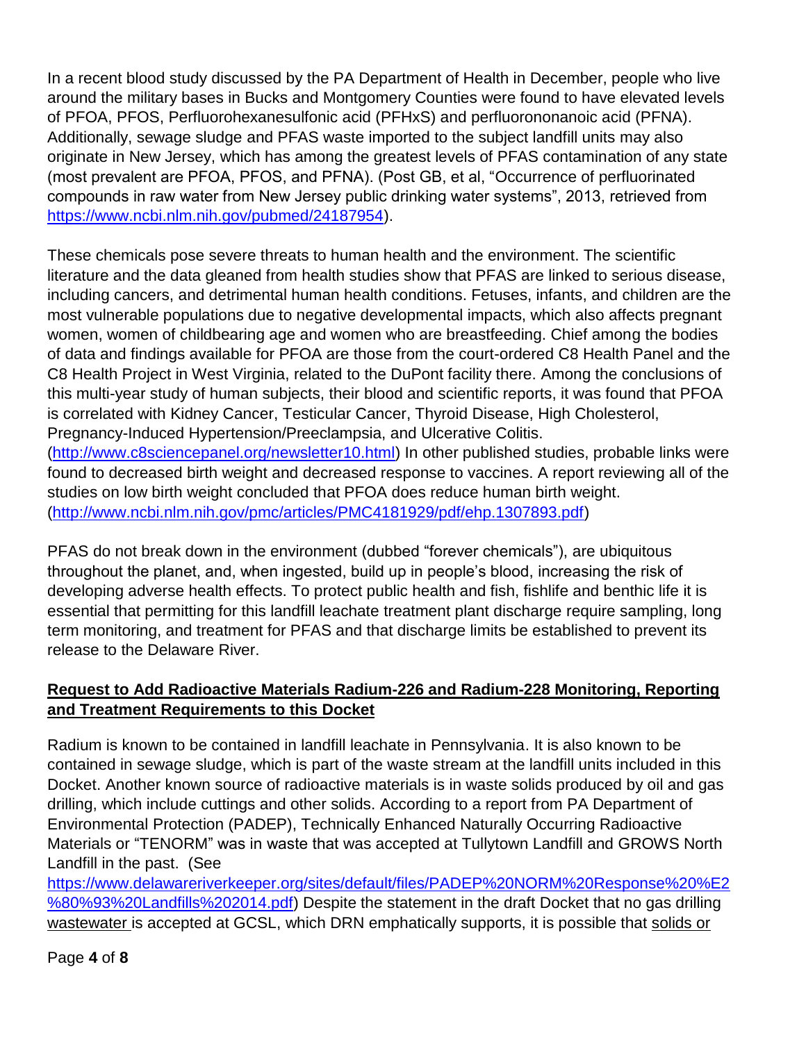In a recent blood study discussed by the PA Department of Health in December, people who live around the military bases in Bucks and Montgomery Counties were found to have elevated levels of PFOA, PFOS, Perfluorohexanesulfonic acid (PFHxS) and perfluorononanoic acid (PFNA). Additionally, sewage sludge and PFAS waste imported to the subject landfill units may also originate in New Jersey, which has among the greatest levels of PFAS contamination of any state (most prevalent are PFOA, PFOS, and PFNA). (Post GB, et al, "Occurrence of perfluorinated compounds in raw water from New Jersey public drinking water systems", 2013, retrieved from https://www.ncbi.nlm.nih.gov/pubmed/24187954).

These chemicals pose severe threats to human health and the environment. The scientific literature and the data gleaned from health studies show that PFAS are linked to serious disease, including cancers, and detrimental human health conditions. Fetuses, infants, and children are the most vulnerable populations due to negative developmental impacts, which also affects pregnant women, women of childbearing age and women who are breastfeeding. Chief among the bodies of data and findings available for PFOA are those from the court-ordered C8 Health Panel and the C8 Health Project in West Virginia, related to the DuPont facility there. Among the conclusions of this multi-year study of human subjects, their blood and scientific reports, it was found that PFOA is correlated with Kidney Cancer, Testicular Cancer, Thyroid Disease, High Cholesterol, Pregnancy-Induced Hypertension/Preeclampsia, and Ulcerative Colitis. (http://www.c8sciencepanel.org/newsletter10.html) In other published studies, probable links were found to decreased birth weight and decreased response to vaccines. A report reviewing all of the studies on low birth weight concluded that PFOA does reduce human birth weight. (http://www.ncbi.nlm.nih.gov/pmc/articles/PMC4181929/pdf/ehp.1307893.pdf)

PFAS do not break down in the environment (dubbed "forever chemicals"), are ubiquitous throughout the planet, and, when ingested, build up in people's blood, increasing the risk of developing adverse health effects. To protect public health and fish, fishlife and benthic life it is essential that permitting for this landfill leachate treatment plant discharge require sampling, long term monitoring, and treatment for PFAS and that discharge limits be established to prevent its release to the Delaware River.

**Request to Add Radioactive Materials Radium-226 and Radium-228 Monitoring, Reporting and Treatment Requirements to this Docket**

Radium is known to be contained in landfill leachate in Pennsylvania. It is also known to be contained in sewage sludge, which is part of the waste stream at the landfill units included in this Docket. Another known source of radioactive materials is in waste solids produced by oil and gas drilling, which include cuttings and other solids. According to a report from PA Department of Environmental Protection (PADEP), Technically Enhanced Naturally Occurring Radioactive Materials or "TENORM" was in waste that was accepted at Tullytown Landfill and GROWS North Landfill in the past. (See https://www.delawareriverkeeper.org/sites/default/files/PADEP%20NORM%20Response%20%E2%80%93%20Landfills%202014.pdf) Despite the statement in the draft Docket that no gas drilling wastewater is accepted at GCSL, which DRN emphatically supports, it is possible that solids or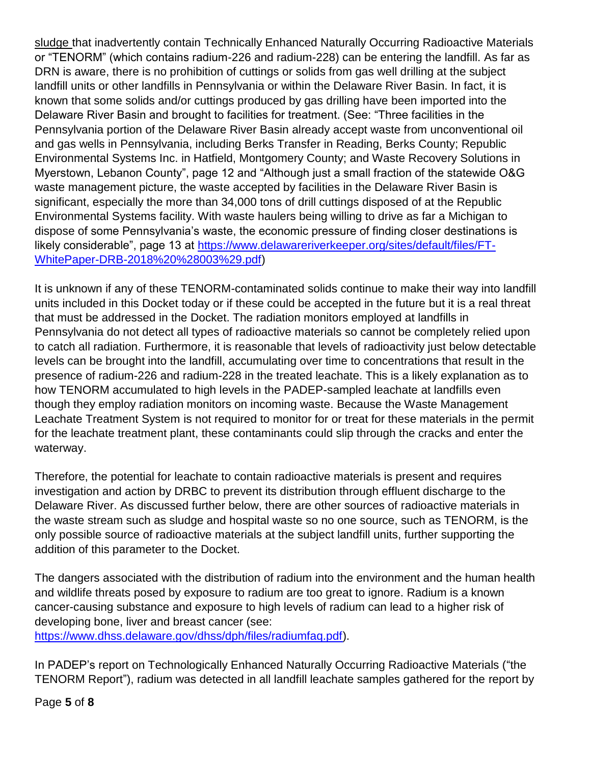sludge that inadvertently contain Technically Enhanced Naturally Occurring Radioactive Materials or "TENORM" (which contains radium-226 and radium-228) can be entering the landfill. As far as DRN is aware, there is no prohibition of cuttings or solids from gas well drilling at the subject landfill units or other landfills in Pennsylvania or within the Delaware River Basin. In fact, it is known that some solids and/or cuttings produced by gas drilling have been imported into the Delaware River Basin and brought to facilities for treatment. (See: "Three facilities in the Pennsylvania portion of the Delaware River Basin already accept waste from unconventional oil and gas wells in Pennsylvania, including Berks Transfer in Reading, Berks County; Republic Environmental Systems Inc. in Hatfield, Montgomery County; and Waste Recovery Solutions in Myerstown, Lebanon County", page 12 and "Although just a small fraction of the statewide O&G waste management picture, the waste accepted by facilities in the Delaware River Basin is significant, especially the more than 34,000 tons of drill cuttings disposed of at the Republic Environmental Systems facility. With waste haulers being willing to drive as far a Michigan to dispose of some Pennsylvania's waste, the economic pressure of finding closer destinations is likely considerable", page 13 at [https://www.delawareriverkeeper.org/sites/default/files/FT-WhitePaper-DRB-2018%20%28003%29.pdf](https://www.delawareriverkeeper.org/sites/default/files/FT-WhitePaper-DRB-2018%20%28003%29.pdf))

It is unknown if any of these TENORM-contaminated solids continue to make their way into landfill units included in this Docket today or if these could be accepted in the future but it is a real threat that must be addressed in the Docket. The radiation monitors employed at landfills in Pennsylvania do not detect all types of radioactive materials so cannot be completely relied upon to catch all radiation. Furthermore, it is reasonable that levels of radioactivity just below detectable levels can be brought into the landfill, accumulating over time to concentrations that result in the presence of radium-226 and radium-228 in the treated leachate. This is a likely explanation as to how TENORM accumulated to high levels in the PADEP-sampled leachate at landfills even though they employ radiation monitors on incoming waste. Because the Waste Management Leachate Treatment System is not required to monitor for or treat for these materials in the permit for the leachate treatment plant, these contaminants could slip through the cracks and enter the waterway.

Therefore, the potential for leachate to contain radioactive materials is present and requires investigation and action by DRBC to prevent its distribution through effluent discharge to the Delaware River. As discussed further below, there are other sources of radioactive materials in the waste stream such as sludge and hospital waste so no one source, such as TENORM, is the only possible source of radioactive materials at the subject landfill units, further supporting the addition of this parameter to the Docket.

The dangers associated with the distribution of radium into the environment and the human health and wildlife threats posed by exposure to radium are too great to ignore. Radium is a known cancer-causing substance and exposure to high levels of radium can lead to a higher risk of developing bone, liver and breast cancer (see: [https://www.dhss.delaware.gov/dhss/dph/files/radiumfaq.pdf](https://www.dhss.delaware.gov/dhss/dph/files/radiumfaq.pdf)).

In PADEP's report on Technologically Enhanced Naturally Occurring Radioactive Materials ("the TENORM Report"), radium was detected in all landfill leachate samples gathered for the report by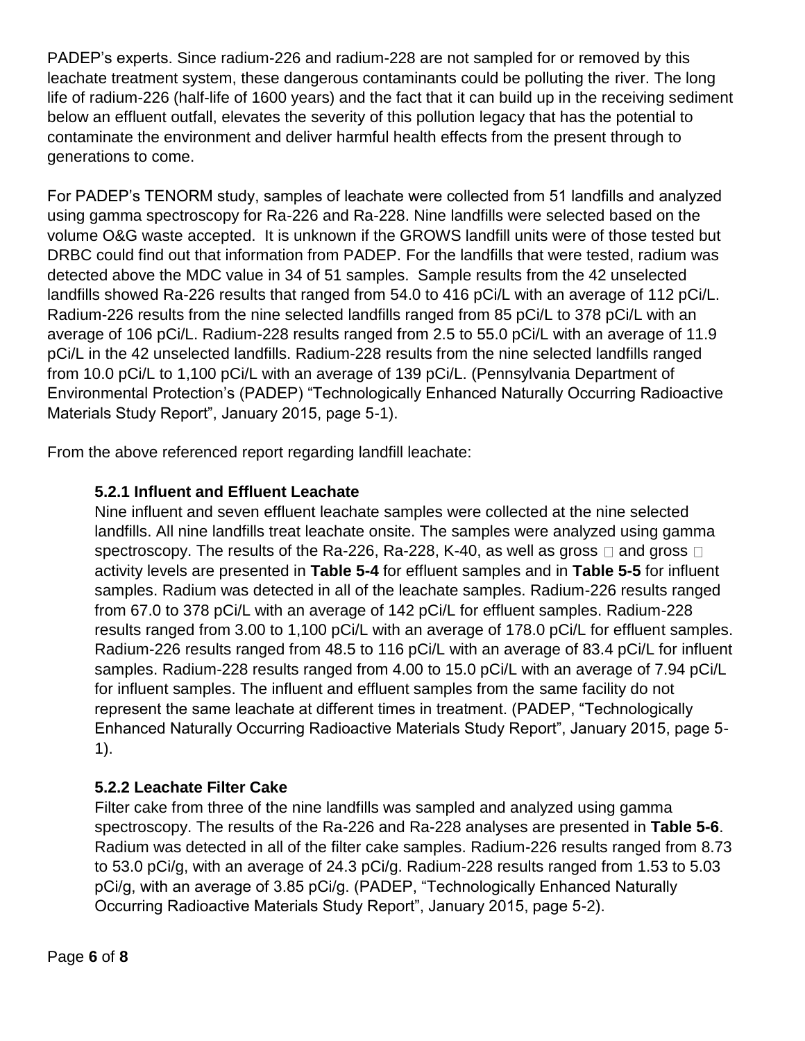PADEP's experts. Since radium-226 and radium-228 are not sampled for or removed by this leachate treatment system, these dangerous contaminants could be polluting the river. The long life of radium-226 (half-life of 1600 years) and the fact that it can build up in the receiving sediment below an effluent outfall, elevates the severity of this pollution legacy that has the potential to contaminate the environment and deliver harmful health effects from the present through to generations to come.

For PADEP's TENORM study, samples of leachate were collected from 51 landfills and analyzed using gamma spectroscopy for Ra-226 and Ra-228. Nine landfills were selected based on the volume O&G waste accepted. It is unknown if the GROWS landfill units were of those tested but DRBC could find out that information from PADEP. For the landfills that were tested, radium was detected above the MDC value in 34 of 51 samples. Sample results from the 42 unselected landfills showed Ra-226 results that ranged from 54.0 to 416 pCi/L with an average of 112 pCi/L. Radium-226 results from the nine selected landfills ranged from 85 pCi/L to 378 pCi/L with an average of 106 pCi/L. Radium-228 results ranged from 2.5 to 55.0 pCi/L with an average of 11.9 pCi/L in the 42 unselected landfills. Radium-228 results from the nine selected landfills ranged from 10.0 pCi/L to 1,100 pCi/L with an average of 139 pCi/L. (Pennsylvania Department of Environmental Protection's (PADEP) "Technologically Enhanced Naturally Occurring Radioactive Materials Study Report", January 2015, page 5-1).

From the above referenced report regarding landfill leachate:

> **5.2.1 Influent and Effluent Leachate**
>
> Nine influent and seven effluent leachate samples were collected at the nine selected landfills. All nine landfills treat leachate onsite. The samples were analyzed using gamma spectroscopy. The results of the Ra-226, Ra-228, K-40, as well as gross □ and gross □ activity levels are presented in **Table 5-4** for effluent samples and in **Table 5-5** for influent samples. Radium was detected in all of the leachate samples. Radium-226 results ranged from 67.0 to 378 pCi/L with an average of 142 pCi/L for effluent samples. Radium-228 results ranged from 3.00 to 1,100 pCi/L with an average of 178.0 pCi/L for effluent samples. Radium-226 results ranged from 48.5 to 116 pCi/L with an average of 83.4 pCi/L for influent samples. Radium-228 results ranged from 4.00 to 15.0 pCi/L with an average of 7.94 pCi/L for influent samples. The influent and effluent samples from the same facility do not represent the same leachate at different times in treatment. (PADEP, "Technologically Enhanced Naturally Occurring Radioactive Materials Study Report", January 2015, page 5-1).
>
> **5.2.2 Leachate Filter Cake**
>
> Filter cake from three of the nine landfills was sampled and analyzed using gamma spectroscopy. The results of the Ra-226 and Ra-228 analyses are presented in **Table 5-6**. Radium was detected in all of the filter cake samples. Radium-226 results ranged from 8.73 to 53.0 pCi/g, with an average of 24.3 pCi/g. Radium-228 results ranged from 1.53 to 5.03 pCi/g, with an average of 3.85 pCi/g. (PADEP, "Technologically Enhanced Naturally Occurring Radioactive Materials Study Report", January 2015, page 5-2).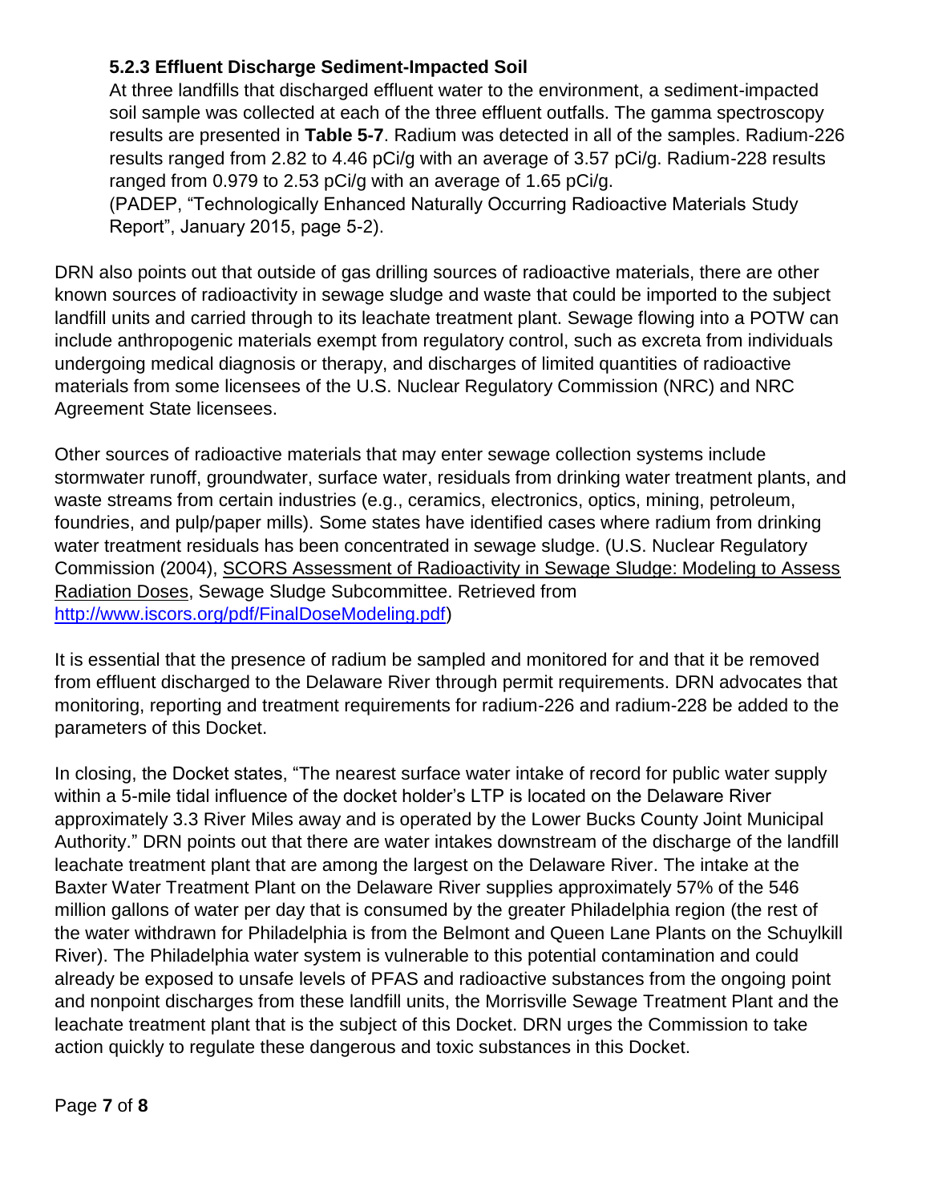### 5.2.3 Effluent Discharge Sediment-Impacted Soil

At three landfills that discharged effluent water to the environment, a sediment-impacted soil sample was collected at each of the three effluent outfalls. The gamma spectroscopy results are presented in **Table 5-7**. Radium was detected in all of the samples. Radium-226 results ranged from 2.82 to 4.46 pCi/g with an average of 3.57 pCi/g. Radium-228 results ranged from 0.979 to 2.53 pCi/g with an average of 1.65 pCi/g.
(PADEP, "Technologically Enhanced Naturally Occurring Radioactive Materials Study Report", January 2015, page 5-2).

DRN also points out that outside of gas drilling sources of radioactive materials, there are other known sources of radioactivity in sewage sludge and waste that could be imported to the subject landfill units and carried through to its leachate treatment plant. Sewage flowing into a POTW can include anthropogenic materials exempt from regulatory control, such as excreta from individuals undergoing medical diagnosis or therapy, and discharges of limited quantities of radioactive materials from some licensees of the U.S. Nuclear Regulatory Commission (NRC) and NRC Agreement State licensees.

Other sources of radioactive materials that may enter sewage collection systems include stormwater runoff, groundwater, surface water, residuals from drinking water treatment plants, and waste streams from certain industries (e.g., ceramics, electronics, optics, mining, petroleum, foundries, and pulp/paper mills). Some states have identified cases where radium from drinking water treatment residuals has been concentrated in sewage sludge. (U.S. Nuclear Regulatory Commission (2004), SCORS Assessment of Radioactivity in Sewage Sludge: Modeling to Assess Radiation Doses, Sewage Sludge Subcommittee. Retrieved from http://www.iscors.org/pdf/FinalDoseModeling.pdf)

It is essential that the presence of radium be sampled and monitored for and that it be removed from effluent discharged to the Delaware River through permit requirements. DRN advocates that monitoring, reporting and treatment requirements for radium-226 and radium-228 be added to the parameters of this Docket.

In closing, the Docket states, "The nearest surface water intake of record for public water supply within a 5-mile tidal influence of the docket holder's LTP is located on the Delaware River approximately 3.3 River Miles away and is operated by the Lower Bucks County Joint Municipal Authority." DRN points out that there are water intakes downstream of the discharge of the landfill leachate treatment plant that are among the largest on the Delaware River. The intake at the Baxter Water Treatment Plant on the Delaware River supplies approximately 57% of the 546 million gallons of water per day that is consumed by the greater Philadelphia region (the rest of the water withdrawn for Philadelphia is from the Belmont and Queen Lane Plants on the Schuylkill River). The Philadelphia water system is vulnerable to this potential contamination and could already be exposed to unsafe levels of PFAS and radioactive substances from the ongoing point and nonpoint discharges from these landfill units, the Morrisville Sewage Treatment Plant and the leachate treatment plant that is the subject of this Docket. DRN urges the Commission to take action quickly to regulate these dangerous and toxic substances in this Docket.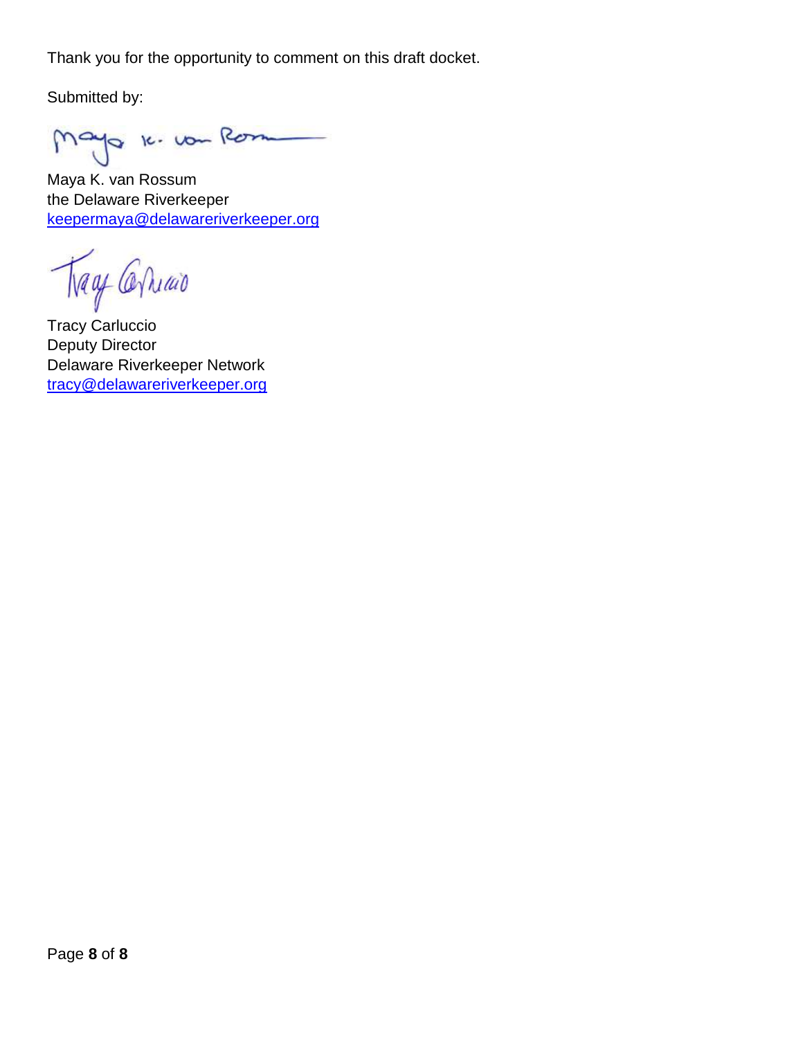Thank you for the opportunity to comment on this draft docket.

Submitted by:

Maya K. van Rossum  
the Delaware Riverkeeper  
keepermaya@delawareriverkeeper.org

Tracy Carluccio  
Deputy Director  
Delaware Riverkeeper Network  
tracy@delawareriverkeeper.org